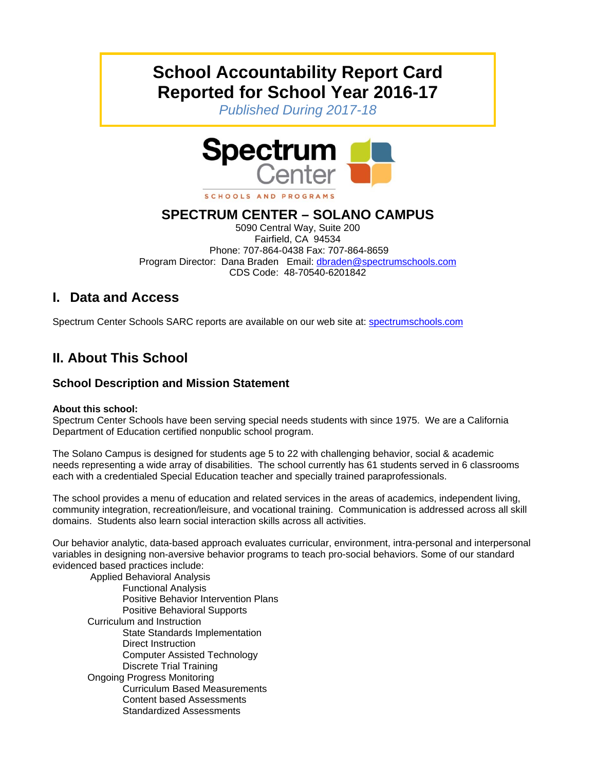# School Accountability Report Card
# Reported for School Year 2016-17

*Published During 2017-18*

Spectrum Center

SCHOOLS AND PROGRAMS

## SPECTRUM CENTER – SOLANO CAMPUS

5090 Central Way, Suite 200
Fairfield, CA 94534
Phone: 707-864-0438 Fax: 707-864-8659
Program Director: Dana Braden Email: dbraden@spectrumschools.com
CDS Code: 48-70540-6201842

## I. Data and Access

Spectrum Center Schools SARC reports are available on our web site at: spectrumschools.com

## II. About This School

### School Description and Mission Statement

**About this school:**
Spectrum Center Schools have been serving special needs students with since 1975. We are a California Department of Education certified nonpublic school program.

The Solano Campus is designed for students age 5 to 22 with challenging behavior, social & academic needs representing a wide array of disabilities. The school currently has 61 students served in 6 classrooms each with a credentialed Special Education teacher and specially trained paraprofessionals.

The school provides a menu of education and related services in the areas of academics, independent living, community integration, recreation/leisure, and vocational training. Communication is addressed across all skill domains. Students also learn social interaction skills across all activities.

Our behavior analytic, data-based approach evaluates curricular, environment, intra-personal and interpersonal variables in designing non-aversive behavior programs to teach pro-social behaviors. Some of our standard evidenced based practices include:

- Applied Behavioral Analysis
  - Functional Analysis
  - Positive Behavior Intervention Plans
  - Positive Behavioral Supports
- Curriculum and Instruction
  - State Standards Implementation
  - Direct Instruction
  - Computer Assisted Technology
  - Discrete Trial Training
- Ongoing Progress Monitoring
  - Curriculum Based Measurements
  - Content based Assessments
  - Standardized Assessments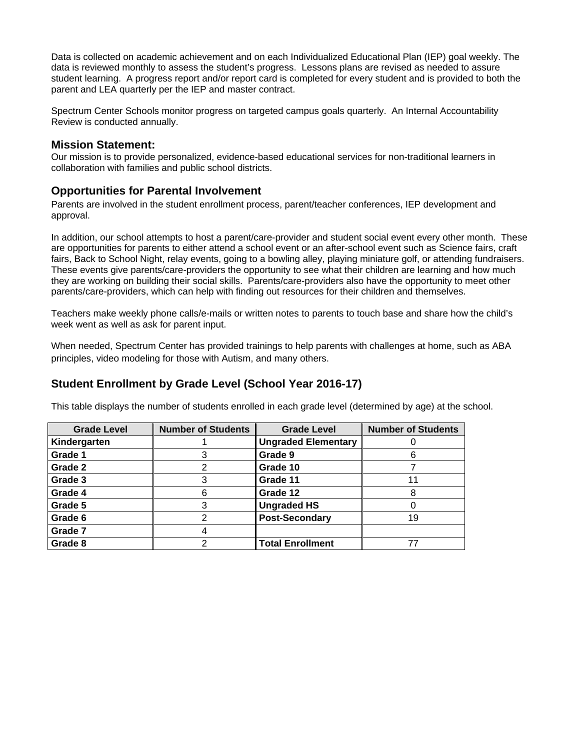Data is collected on academic achievement and on each Individualized Educational Plan (IEP) goal weekly. The data is reviewed monthly to assess the student's progress. Lessons plans are revised as needed to assure student learning. A progress report and/or report card is completed for every student and is provided to both the parent and LEA quarterly per the IEP and master contract.

Spectrum Center Schools monitor progress on targeted campus goals quarterly. An Internal Accountability Review is conducted annually.

### Mission Statement:

Our mission is to provide personalized, evidence-based educational services for non-traditional learners in collaboration with families and public school districts.

### Opportunities for Parental Involvement

Parents are involved in the student enrollment process, parent/teacher conferences, IEP development and approval.

In addition, our school attempts to host a parent/care-provider and student social event every other month. These are opportunities for parents to either attend a school event or an after-school event such as Science fairs, craft fairs, Back to School Night, relay events, going to a bowling alley, playing miniature golf, or attending fundraisers. These events give parents/care-providers the opportunity to see what their children are learning and how much they are working on building their social skills. Parents/care-providers also have the opportunity to meet other parents/care-providers, which can help with finding out resources for their children and themselves.

Teachers make weekly phone calls/e-mails or written notes to parents to touch base and share how the child's week went as well as ask for parent input.

When needed, Spectrum Center has provided trainings to help parents with challenges at home, such as ABA principles, video modeling for those with Autism, and many others.

### Student Enrollment by Grade Level (School Year 2016-17)

This table displays the number of students enrolled in each grade level (determined by age) at the school.

| Grade Level | Number of Students | Grade Level | Number of Students |
|---|---|---|---|
| **Kindergarten** | 1 | **Ungraded Elementary** | 0 |
| **Grade 1** | 3 | **Grade 9** | 6 |
| **Grade 2** | 2 | **Grade 10** | 7 |
| **Grade 3** | 3 | **Grade 11** | 11 |
| **Grade 4** | 6 | **Grade 12** | 8 |
| **Grade 5** | 3 | **Ungraded HS** | 0 |
| **Grade 6** | 2 | **Post-Secondary** | 19 |
| **Grade 7** | 4 | | |
| **Grade 8** | 2 | **Total Enrollment** | 77 |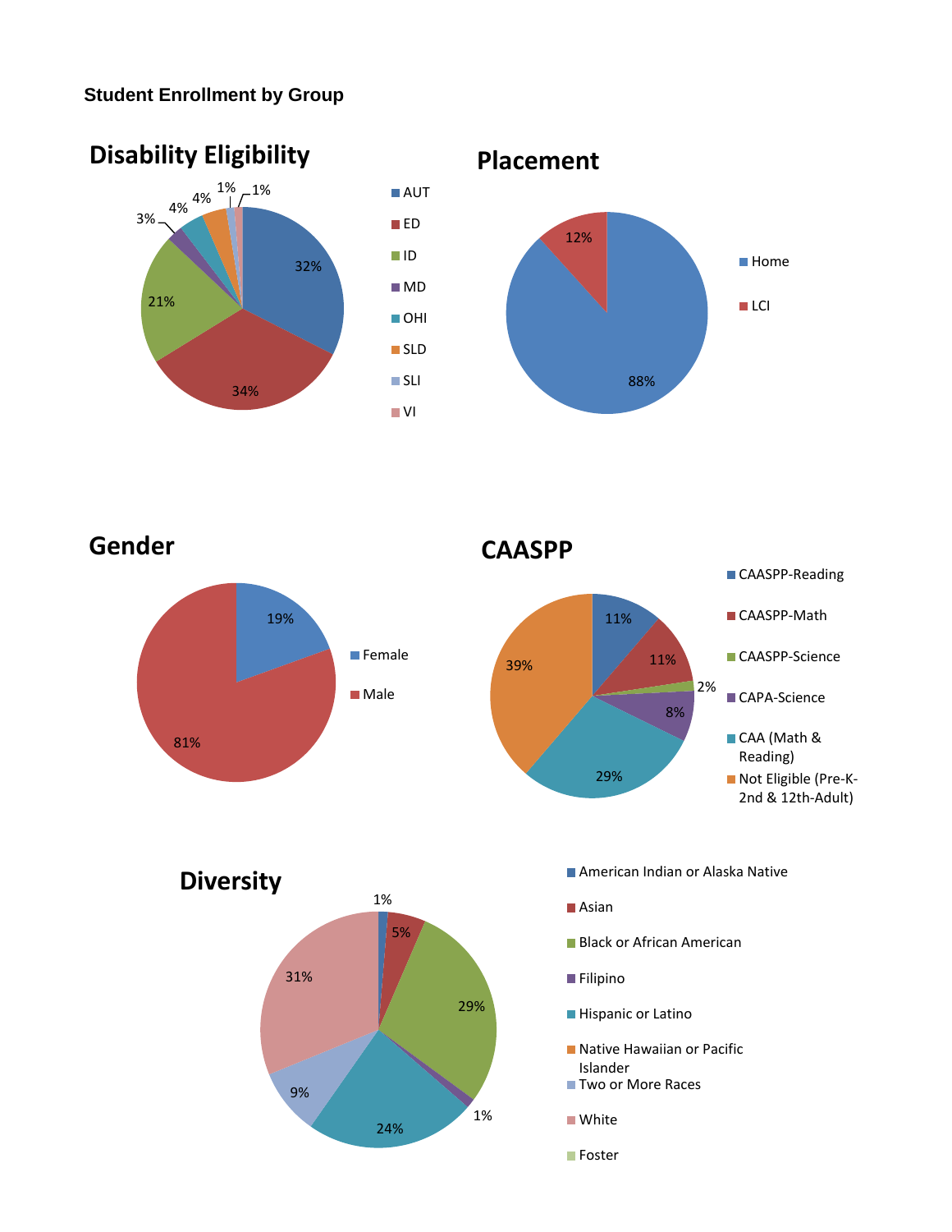**Student Enrollment by Group**

## Disability Eligibility

| Category | Percentage |
| --- | --- |
| AUT | 32% |
| ED | 34% |
| ID | 21% |
| MD | 3% |
| OHI | 4% |
| SLD | 4% |
| SLI | 1% |
| VI | 1% |

## Placement

| Category | Percentage |
| --- | --- |
| Home | 88% |
| LCI | 12% |

## Gender

| Category | Percentage |
| --- | --- |
| Female | 19% |
| Male | 81% |

## CAASPP

| Category | Percentage |
| --- | --- |
| CAASPP-Reading | 11% |
| CAASPP-Math | 11% |
| CAASPP-Science | 2% |
| CAPA-Science | 8% |
| CAA (Math & Reading) | 29% |
| Not Eligible (Pre-K-2nd & 12th-Adult) | 39% |

## Diversity

| Category | Percentage |
| --- | --- |
| American Indian or Alaska Native | 1% |
| Asian | 5% |
| Black or African American | 29% |
| Filipino | 1% |
| Hispanic or Latino | 24% |
| Native Hawaiian or Pacific Islander | |
| Two or More Races | 9% |
| White | 31% |
| Foster | |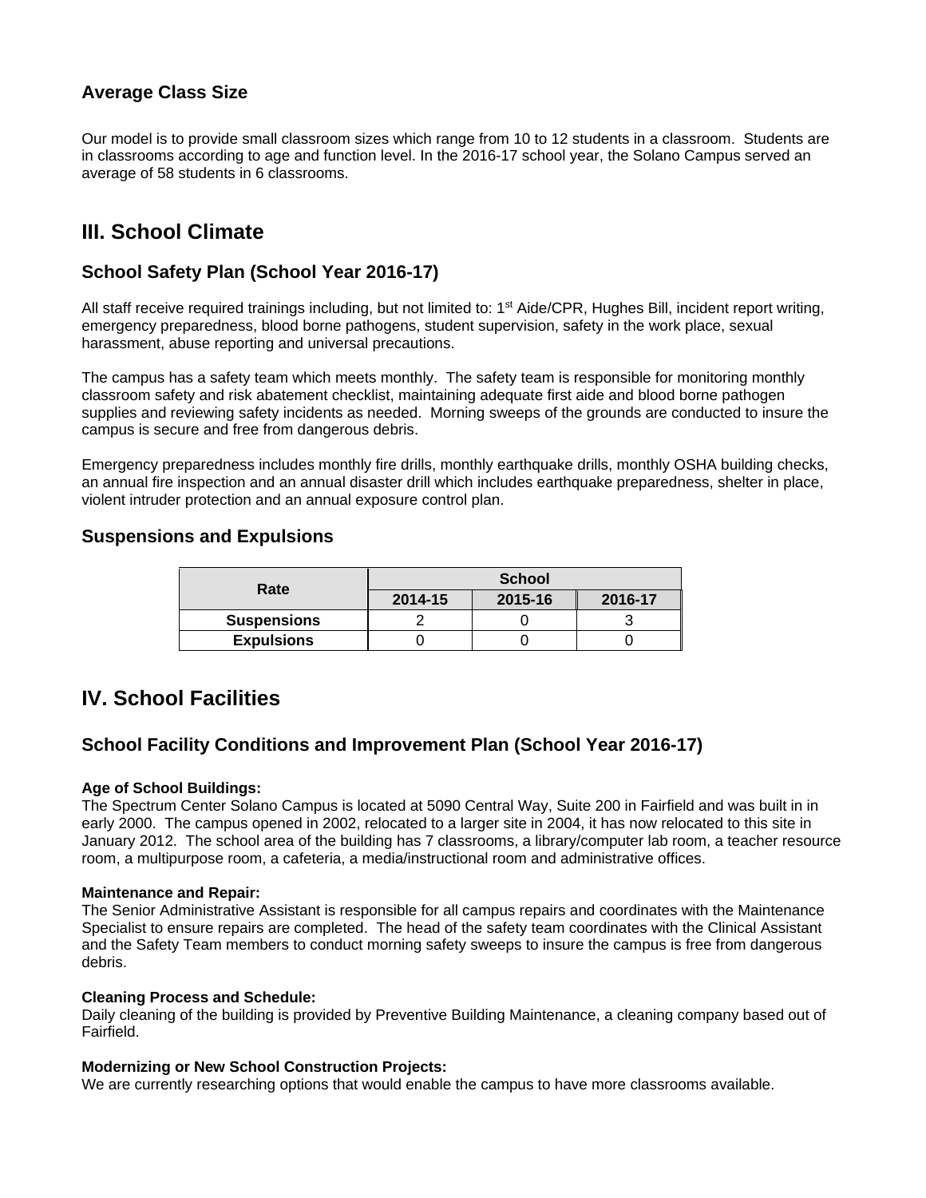### Average Class Size

Our model is to provide small classroom sizes which range from 10 to 12 students in a classroom. Students are in classrooms according to age and function level. In the 2016-17 school year, the Solano Campus served an average of 58 students in 6 classrooms.

## III. School Climate

### School Safety Plan (School Year 2016-17)

All staff receive required trainings including, but not limited to: 1st Aide/CPR, Hughes Bill, incident report writing, emergency preparedness, blood borne pathogens, student supervision, safety in the work place, sexual harassment, abuse reporting and universal precautions.

The campus has a safety team which meets monthly. The safety team is responsible for monitoring monthly classroom safety and risk abatement checklist, maintaining adequate first aide and blood borne pathogen supplies and reviewing safety incidents as needed. Morning sweeps of the grounds are conducted to insure the campus is secure and free from dangerous debris.

Emergency preparedness includes monthly fire drills, monthly earthquake drills, monthly OSHA building checks, an annual fire inspection and an annual disaster drill which includes earthquake preparedness, shelter in place, violent intruder protection and an annual exposure control plan.

### Suspensions and Expulsions

| Rate | School | | |
|---|---|---|---|
| | 2014-15 | 2015-16 | 2016-17 |
| Suspensions | 2 | 0 | 3 |
| Expulsions | 0 | 0 | 0 |

## IV. School Facilities

### School Facility Conditions and Improvement Plan (School Year 2016-17)

**Age of School Buildings:**
The Spectrum Center Solano Campus is located at 5090 Central Way, Suite 200 in Fairfield and was built in in early 2000. The campus opened in 2002, relocated to a larger site in 2004, it has now relocated to this site in January 2012. The school area of the building has 7 classrooms, a library/computer lab room, a teacher resource room, a multipurpose room, a cafeteria, a media/instructional room and administrative offices.

**Maintenance and Repair:**
The Senior Administrative Assistant is responsible for all campus repairs and coordinates with the Maintenance Specialist to ensure repairs are completed. The head of the safety team coordinates with the Clinical Assistant and the Safety Team members to conduct morning safety sweeps to insure the campus is free from dangerous debris.

**Cleaning Process and Schedule:**
Daily cleaning of the building is provided by Preventive Building Maintenance, a cleaning company based out of Fairfield.

**Modernizing or New School Construction Projects:**
We are currently researching options that would enable the campus to have more classrooms available.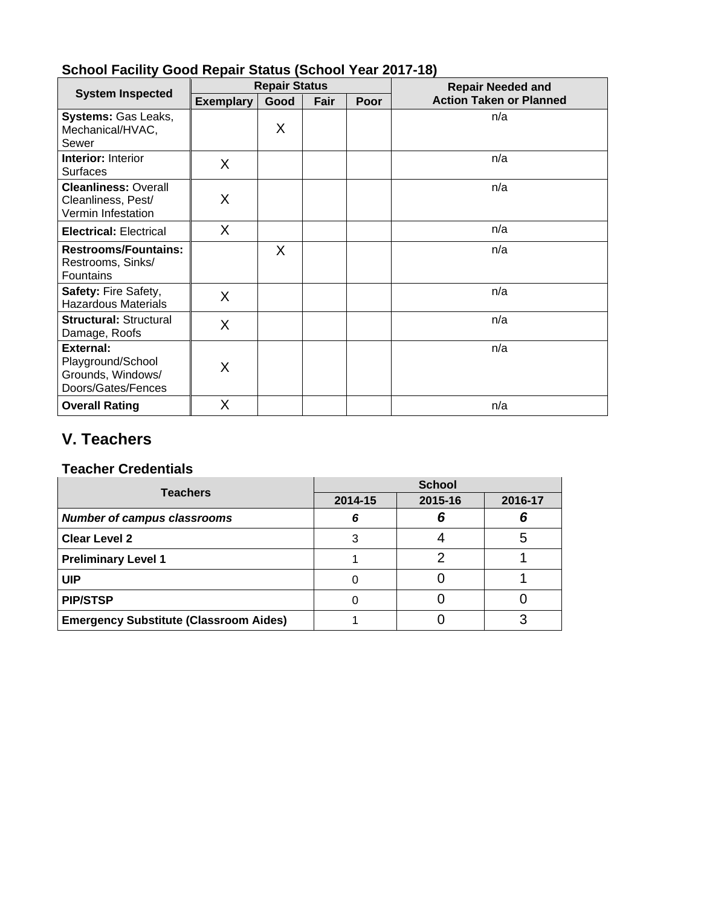### School Facility Good Repair Status (School Year 2017-18)

| System Inspected | Repair Status | | | | Repair Needed and Action Taken or Planned |
|---|---|---|---|---|---|
| | Exemplary | Good | Fair | Poor | |
| **Systems:** Gas Leaks, Mechanical/HVAC, Sewer | | X | | | n/a |
| **Interior:** Interior Surfaces | X | | | | n/a |
| **Cleanliness:** Overall Cleanliness, Pest/ Vermin Infestation | X | | | | n/a |
| **Electrical:** Electrical | X | | | | n/a |
| **Restrooms/Fountains:** Restrooms, Sinks/ Fountains | | X | | | n/a |
| **Safety:** Fire Safety, Hazardous Materials | X | | | | n/a |
| **Structural:** Structural Damage, Roofs | X | | | | n/a |
| **External:** Playground/School Grounds, Windows/ Doors/Gates/Fences | X | | | | n/a |
| **Overall Rating** | X | | | | n/a |

## V. Teachers

### Teacher Credentials

| Teachers | School | | |
|---|---|---|---|
| | 2014-15 | 2015-16 | 2016-17 |
| ***Number of campus classrooms*** | ***6*** | ***6*** | ***6*** |
| **Clear Level 2** | 3 | 4 | 5 |
| **Preliminary Level 1** | 1 | 2 | 1 |
| **UIP** | 0 | 0 | 1 |
| **PIP/STSP** | 0 | 0 | 0 |
| **Emergency Substitute (Classroom Aides)** | 1 | 0 | 3 |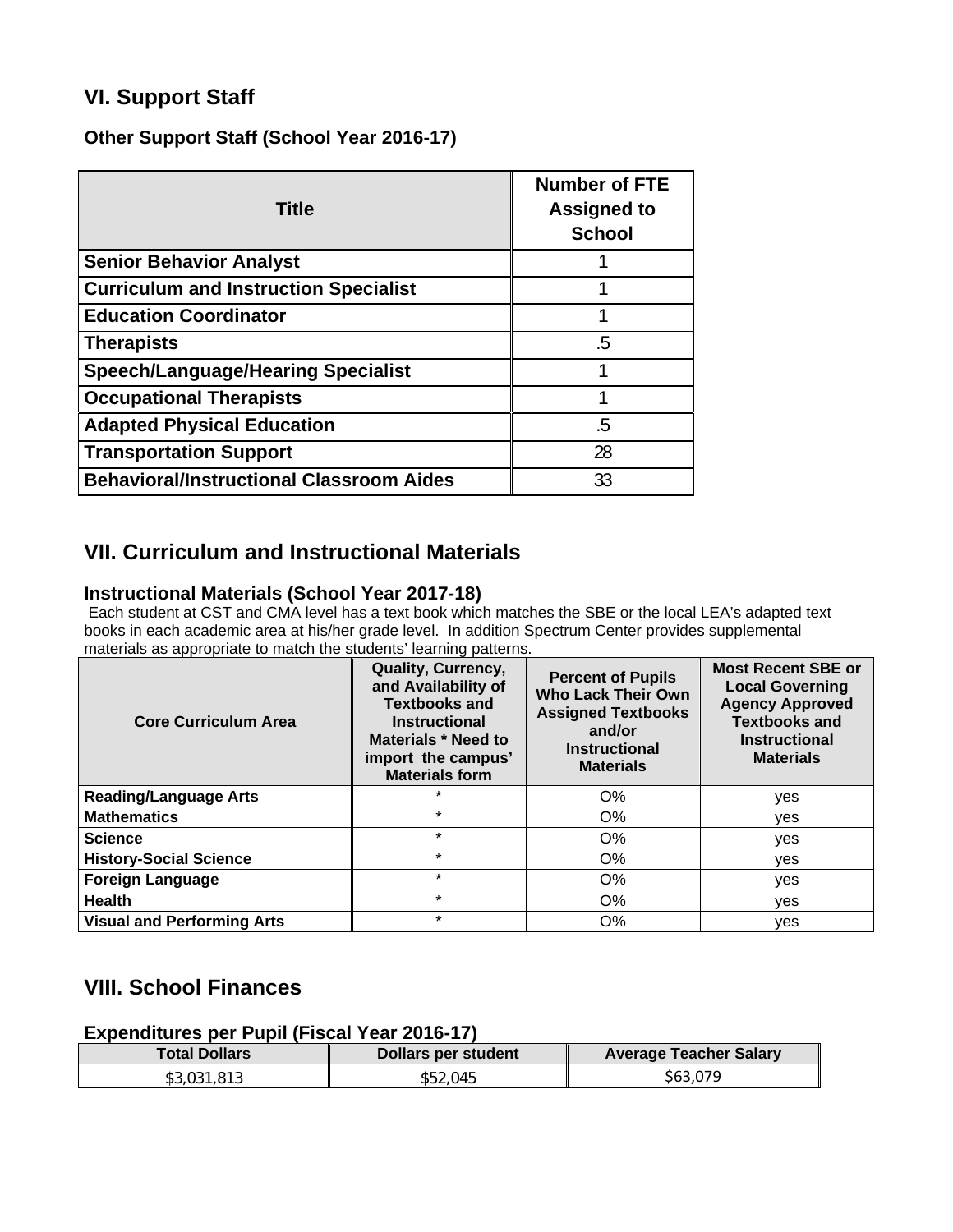## VI. Support Staff

### Other Support Staff (School Year 2016-17)

| Title | Number of FTE Assigned to School |
|---|---|
| **Senior Behavior Analyst** | 1 |
| **Curriculum and Instruction Specialist** | 1 |
| **Education Coordinator** | 1 |
| **Therapists** | .5 |
| **Speech/Language/Hearing Specialist** | 1 |
| **Occupational Therapists** | 1 |
| **Adapted Physical Education** | .5 |
| **Transportation Support** | 28 |
| **Behavioral/Instructional Classroom Aides** | 33 |

## VII. Curriculum and Instructional Materials

### Instructional Materials (School Year 2017-18)

Each student at CST and CMA level has a text book which matches the SBE or the local LEA's adapted text books in each academic area at his/her grade level. In addition Spectrum Center provides supplemental materials as appropriate to match the students' learning patterns.

| Core Curriculum Area | Quality, Currency, and Availability of Textbooks and Instructional Materials * Need to import the campus' Materials form | Percent of Pupils Who Lack Their Own Assigned Textbooks and/or Instructional Materials | Most Recent SBE or Local Governing Agency Approved Textbooks and Instructional Materials |
|---|---|---|---|
| **Reading/Language Arts** | * | O% | yes |
| **Mathematics** | * | O% | yes |
| **Science** | * | O% | yes |
| **History-Social Science** | * | O% | yes |
| **Foreign Language** | * | O% | yes |
| **Health** | * | O% | yes |
| **Visual and Performing Arts** | * | O% | yes |

## VIII. School Finances

### Expenditures per Pupil (Fiscal Year 2016-17)

| Total Dollars | Dollars per student | Average Teacher Salary |
|---|---|---|
| $3,031,813 | $52,045 | $63,079 |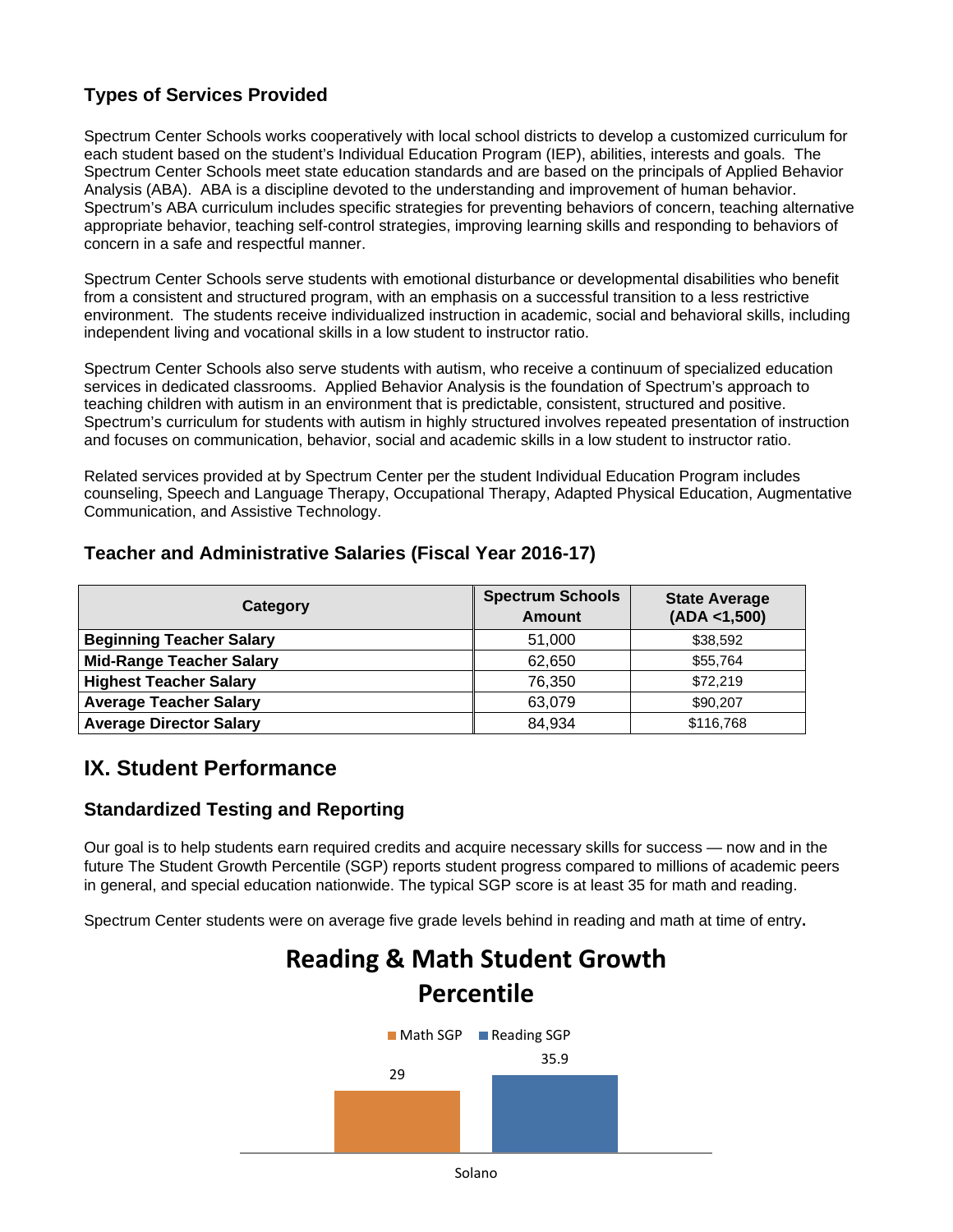### Types of Services Provided

Spectrum Center Schools works cooperatively with local school districts to develop a customized curriculum for each student based on the student's Individual Education Program (IEP), abilities, interests and goals. The Spectrum Center Schools meet state education standards and are based on the principals of Applied Behavior Analysis (ABA). ABA is a discipline devoted to the understanding and improvement of human behavior. Spectrum's ABA curriculum includes specific strategies for preventing behaviors of concern, teaching alternative appropriate behavior, teaching self-control strategies, improving learning skills and responding to behaviors of concern in a safe and respectful manner.

Spectrum Center Schools serve students with emotional disturbance or developmental disabilities who benefit from a consistent and structured program, with an emphasis on a successful transition to a less restrictive environment. The students receive individualized instruction in academic, social and behavioral skills, including independent living and vocational skills in a low student to instructor ratio.

Spectrum Center Schools also serve students with autism, who receive a continuum of specialized education services in dedicated classrooms. Applied Behavior Analysis is the foundation of Spectrum's approach to teaching children with autism in an environment that is predictable, consistent, structured and positive. Spectrum's curriculum for students with autism in highly structured involves repeated presentation of instruction and focuses on communication, behavior, social and academic skills in a low student to instructor ratio.

Related services provided at by Spectrum Center per the student Individual Education Program includes counseling, Speech and Language Therapy, Occupational Therapy, Adapted Physical Education, Augmentative Communication, and Assistive Technology.

### Teacher and Administrative Salaries (Fiscal Year 2016-17)

| Category | Spectrum Schools Amount | State Average (ADA <1,500) |
|---|---|---|
| **Beginning Teacher Salary** | 51,000 | $38,592 |
| **Mid-Range Teacher Salary** | 62,650 | $55,764 |
| **Highest Teacher Salary** | 76,350 | $72,219 |
| **Average Teacher Salary** | 63,079 | $90,207 |
| **Average Director Salary** | 84,934 | $116,768 |

## IX. Student Performance

### Standardized Testing and Reporting

Our goal is to help students earn required credits and acquire necessary skills for success — now and in the future The Student Growth Percentile (SGP) reports student progress compared to millions of academic peers in general, and special education nationwide. The typical SGP score is at least 35 for math and reading.

Spectrum Center students were on average five grade levels behind in reading and math at time of entry**.**

**Reading & Math Student Growth Percentile**

| | Math SGP | Reading SGP |
|---|---|---|
| Solano | 29 | 35.9 |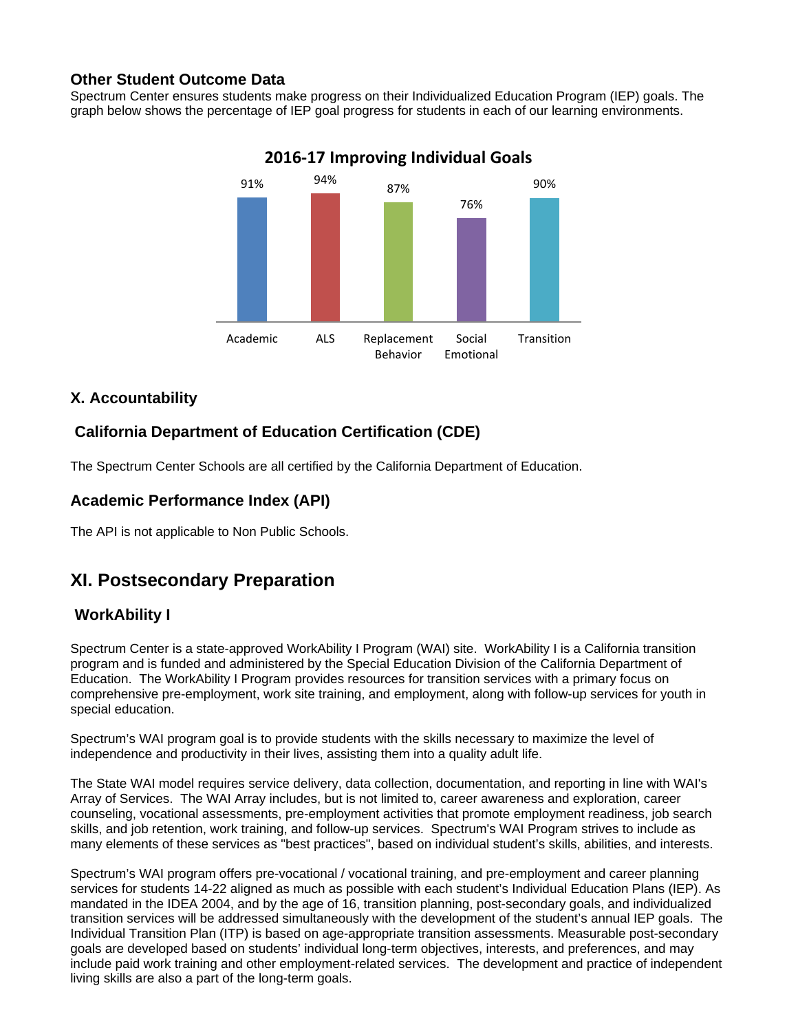### Other Student Outcome Data

Spectrum Center ensures students make progress on their Individualized Education Program (IEP) goals. The graph below shows the percentage of IEP goal progress for students in each of our learning environments.

**2016-17 Improving Individual Goals**

| Academic | ALS | Replacement Behavior | Social Emotional | Transition |
|---|---|---|---|---|
| 91% | 94% | 87% | 76% | 90% |

## X. Accountability

### California Department of Education Certification (CDE)

The Spectrum Center Schools are all certified by the California Department of Education.

### Academic Performance Index (API)

The API is not applicable to Non Public Schools.

## XI. Postsecondary Preparation

### WorkAbility I

Spectrum Center is a state-approved WorkAbility I Program (WAI) site. WorkAbility I is a California transition program and is funded and administered by the Special Education Division of the California Department of Education. The WorkAbility I Program provides resources for transition services with a primary focus on comprehensive pre-employment, work site training, and employment, along with follow-up services for youth in special education.

Spectrum's WAI program goal is to provide students with the skills necessary to maximize the level of independence and productivity in their lives, assisting them into a quality adult life.

The State WAI model requires service delivery, data collection, documentation, and reporting in line with WAI's Array of Services. The WAI Array includes, but is not limited to, career awareness and exploration, career counseling, vocational assessments, pre-employment activities that promote employment readiness, job search skills, and job retention, work training, and follow-up services. Spectrum's WAI Program strives to include as many elements of these services as "best practices", based on individual student's skills, abilities, and interests.

Spectrum's WAI program offers pre-vocational / vocational training, and pre-employment and career planning services for students 14-22 aligned as much as possible with each student's Individual Education Plans (IEP). As mandated in the IDEA 2004, and by the age of 16, transition planning, post-secondary goals, and individualized transition services will be addressed simultaneously with the development of the student's annual IEP goals. The Individual Transition Plan (ITP) is based on age-appropriate transition assessments. Measurable post-secondary goals are developed based on students' individual long-term objectives, interests, and preferences, and may include paid work training and other employment-related services. The development and practice of independent living skills are also a part of the long-term goals.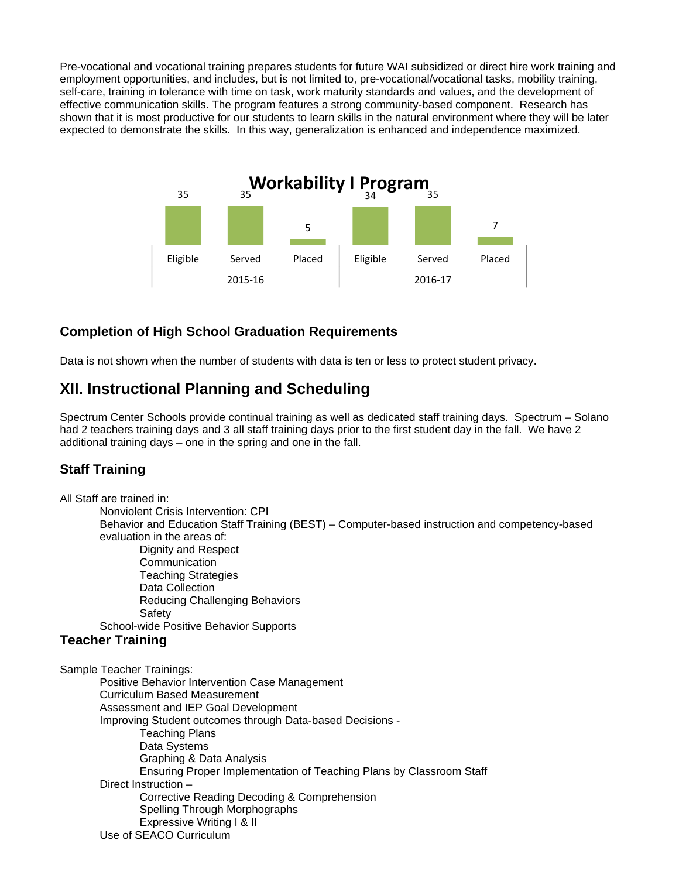Pre-vocational and vocational training prepares students for future WAI subsidized or direct hire work training and employment opportunities, and includes, but is not limited to, pre-vocational/vocational tasks, mobility training, self-care, training in tolerance with time on task, work maturity standards and values, and the development of effective communication skills. The program features a strong community-based component. Research has shown that it is most productive for our students to learn skills in the natural environment where they will be later expected to demonstrate the skills. In this way, generalization is enhanced and independence maximized.

Workability I Program

35
35
5
34
35
7

Eligible
Served
Placed
Eligible
Served
Placed

2015-16
2016-17

### Completion of High School Graduation Requirements

Data is not shown when the number of students with data is ten or less to protect student privacy.

## XII. Instructional Planning and Scheduling

Spectrum Center Schools provide continual training as well as dedicated staff training days. Spectrum – Solano had 2 teachers training days and 3 all staff training days prior to the first student day in the fall. We have 2 additional training days – one in the spring and one in the fall.

### Staff Training

All Staff are trained in:

- Nonviolent Crisis Intervention: CPI
- Behavior and Education Staff Training (BEST) – Computer-based instruction and competency-based evaluation in the areas of:
  - Dignity and Respect
  - Communication
  - Teaching Strategies
  - Data Collection
  - Reducing Challenging Behaviors
  - Safety
- School-wide Positive Behavior Supports

### Teacher Training

Sample Teacher Trainings:

- Positive Behavior Intervention Case Management
- Curriculum Based Measurement
- Assessment and IEP Goal Development
- Improving Student outcomes through Data-based Decisions -
  - Teaching Plans
  - Data Systems
  - Graphing & Data Analysis
  - Ensuring Proper Implementation of Teaching Plans by Classroom Staff
- Direct Instruction –
  - Corrective Reading Decoding & Comprehension
  - Spelling Through Morphographs
  - Expressive Writing I & II
- Use of SEACO Curriculum